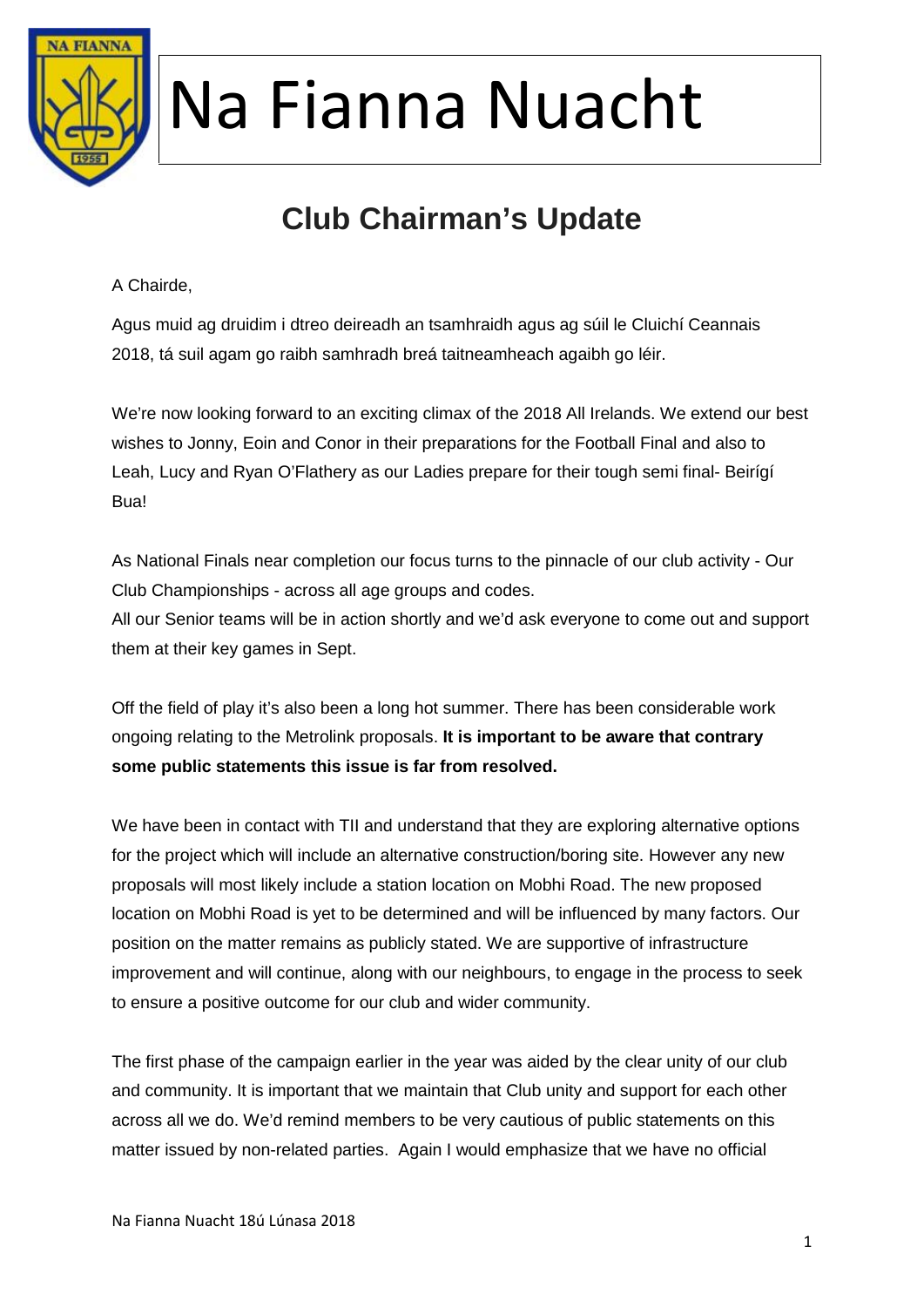# Na Fianna Nuacht

## Club Chairman's Update

A Chairde,

Agus muid ag druidim i dtreo deireadh an tsamhraidh agus ag súil le Cluichí Ceannais 2018, tá suil agam go raibh samhradh breá taitneamheach agaibh go léir.

We're now looking forward to an exciting climax of the 2018 All Irelands. We extend our best wishes to Jonny, Eoin and Conor in their preparations for the Football Final and also to Leah, Lucy and Ryan O'Flathery as our Ladies prepare for their tough semi final- Beirígí Bua!

As National Finals near completion our focus turns to the pinnacle of our club activity - Our Club Championships - across all age groups and codes.
All our Senior teams will be in action shortly and we'd ask everyone to come out and support them at their key games in Sept.

Off the field of play it's also been a long hot summer. There has been considerable work ongoing relating to the Metrolink proposals. **It is important to be aware that contrary some public statements this issue is far from resolved.**

We have been in contact with TII and understand that they are exploring alternative options for the project which will include an alternative construction/boring site. However any new proposals will most likely include a station location on Mobhi Road. The new proposed location on Mobhi Road is yet to be determined and will be influenced by many factors. Our position on the matter remains as publicly stated. We are supportive of infrastructure improvement and will continue, along with our neighbours, to engage in the process to seek to ensure a positive outcome for our club and wider community.

The first phase of the campaign earlier in the year was aided by the clear unity of our club and community. It is important that we maintain that Club unity and support for each other across all we do. We'd remind members to be very cautious of public statements on this matter issued by non-related parties. Again I would emphasize that we have no official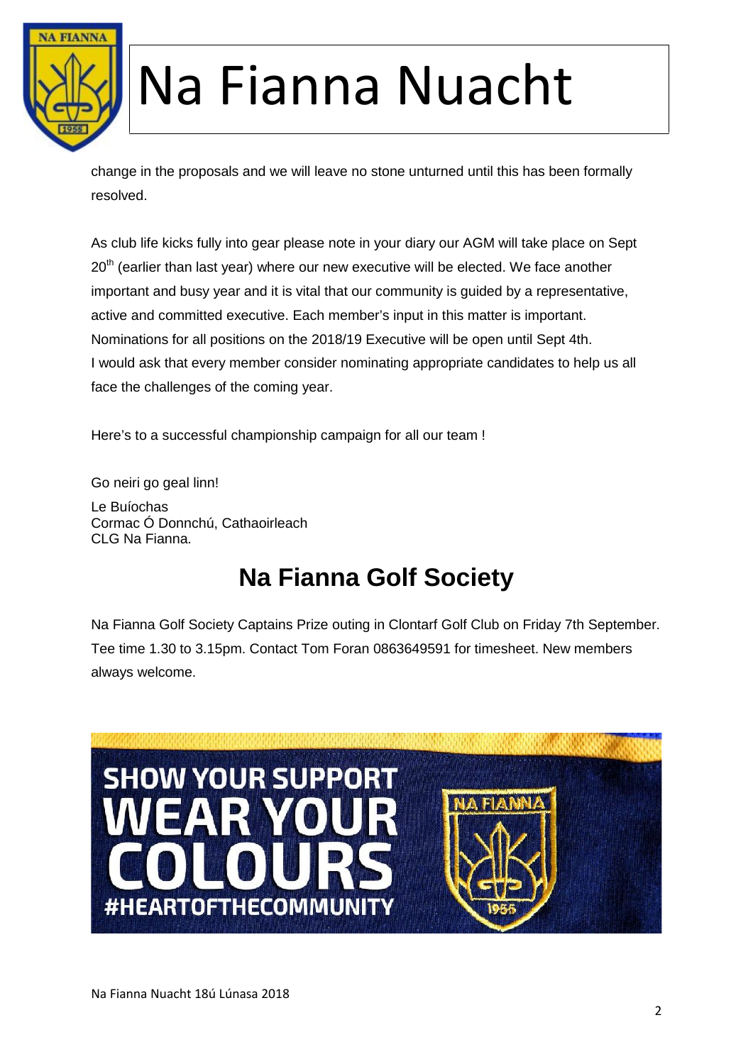change in the proposals and we will leave no stone unturned until this has been formally resolved.

As club life kicks fully into gear please note in your diary our AGM will take place on Sept 20th (earlier than last year) where our new executive will be elected. We face another important and busy year and it is vital that our community is guided by a representative, active and committed executive. Each member's input in this matter is important. Nominations for all positions on the 2018/19 Executive will be open until Sept 4th. I would ask that every member consider nominating appropriate candidates to help us all face the challenges of the coming year.

Here's to a successful championship campaign for all our team !

Go neiri go geal linn!

Le Buíochas
Cormac Ó Donnchú, Cathaoirleach
CLG Na Fianna.

## Na Fianna Golf Society

Na Fianna Golf Society Captains Prize outing in Clontarf Golf Club on Friday 7th September. Tee time 1.30 to 3.15pm. Contact Tom Foran 0863649591 for timesheet. New members always welcome.

SHOW YOUR SUPPORT
WEAR YOUR COLOURS
#HEARTOFTHECOMMUNITY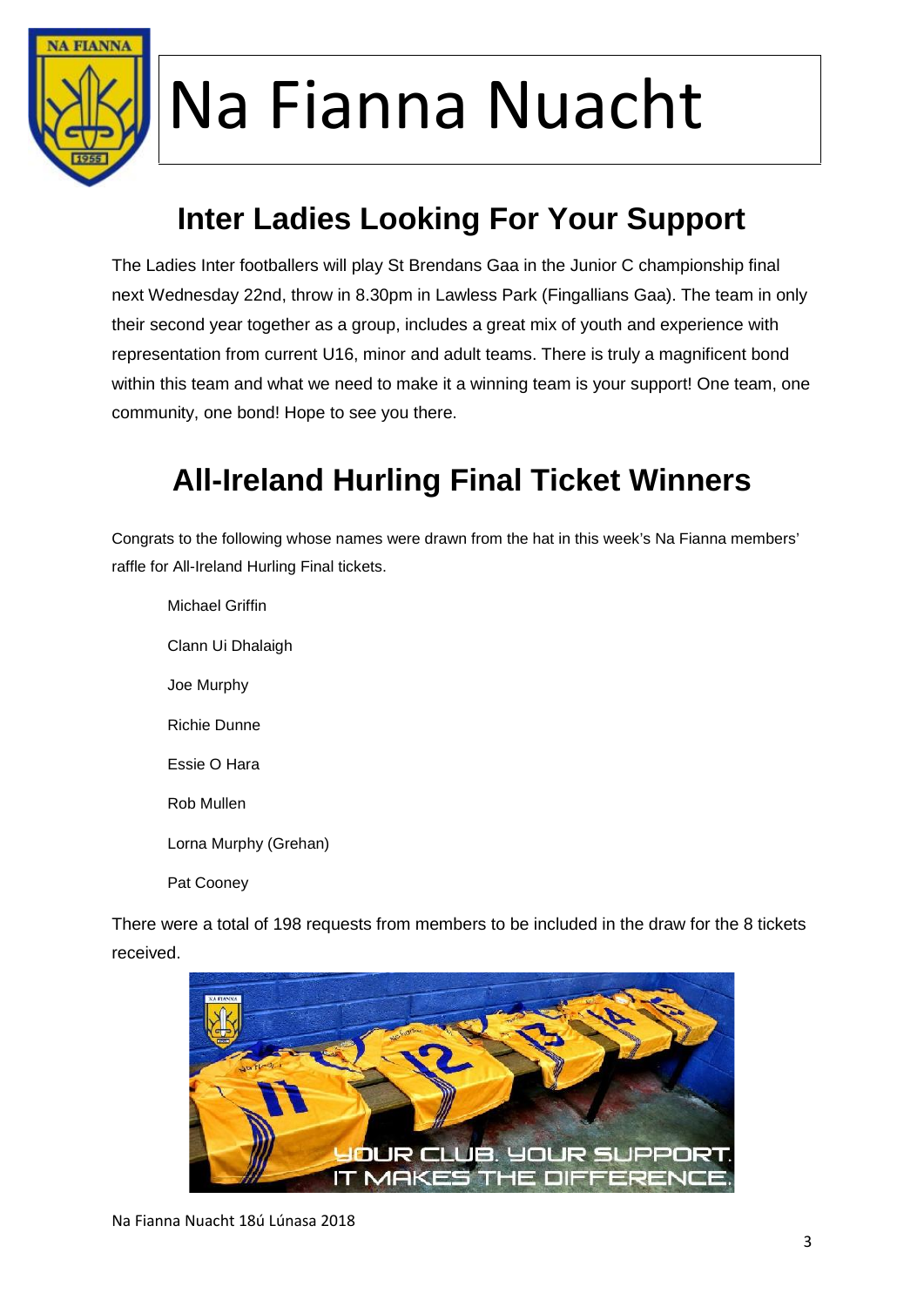# Na Fianna Nuacht

## Inter Ladies Looking For Your Support

The Ladies Inter footballers will play St Brendans Gaa in the Junior C championship final next Wednesday 22nd, throw in 8.30pm in Lawless Park (Fingallians Gaa). The team in only their second year together as a group, includes a great mix of youth and experience with representation from current U16, minor and adult teams. There is truly a magnificent bond within this team and what we need to make it a winning team is your support! One team, one community, one bond! Hope to see you there.

## All-Ireland Hurling Final Ticket Winners

Congrats to the following whose names were drawn from the hat in this week's Na Fianna members' raffle for All-Ireland Hurling Final tickets.

Michael Griffin

Clann Ui Dhalaigh

Joe Murphy

Richie Dunne

Essie O Hara

Rob Mullen

Lorna Murphy (Grehan)

Pat Cooney

There were a total of 198 requests from members to be included in the draw for the 8 tickets received.

YOUR CLUB. YOUR SUPPORT. IT MAKES THE DIFFERENCE.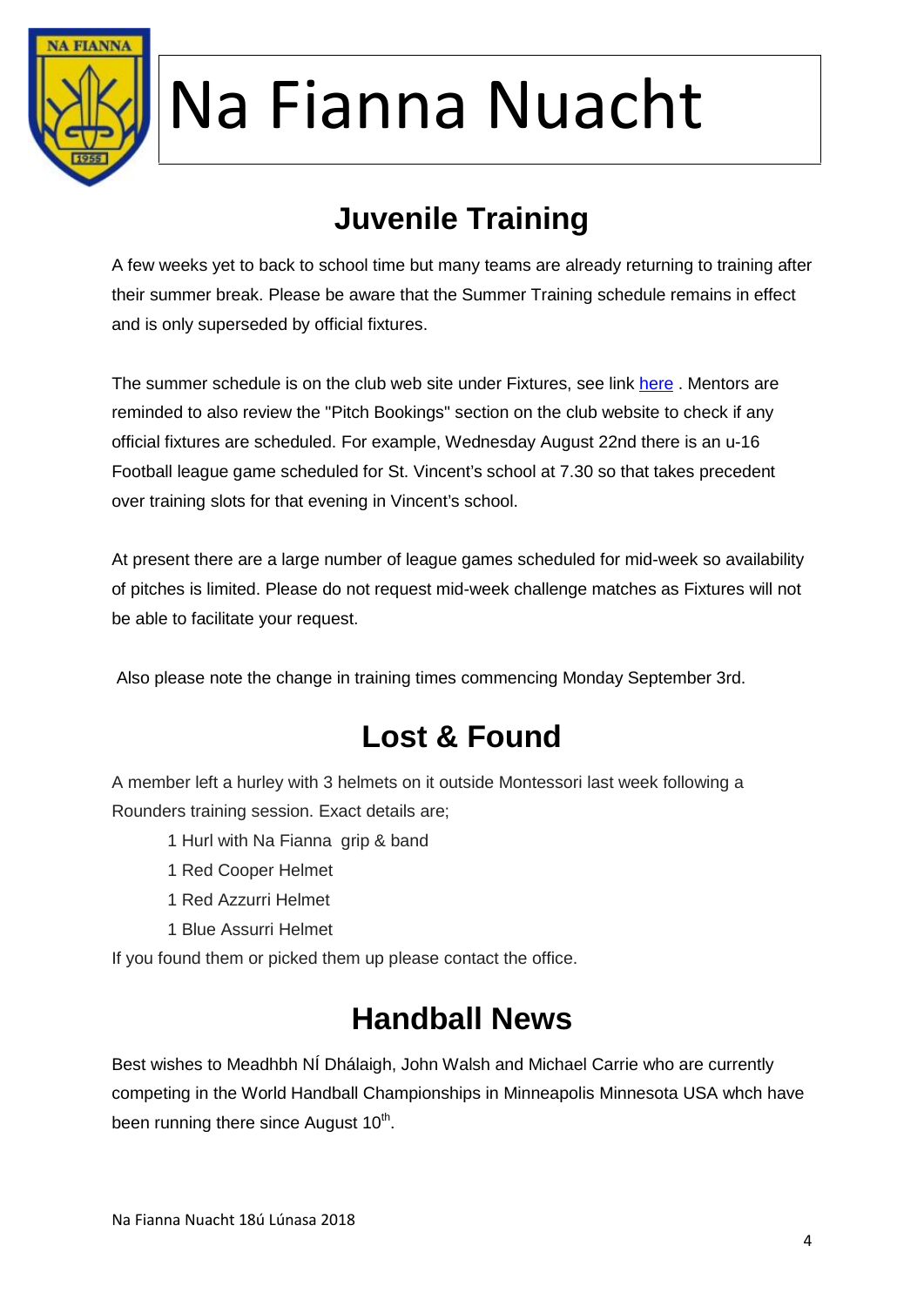# Na Fianna Nuacht

## Juvenile Training

A few weeks yet to back to school time but many teams are already returning to training after their summer break. Please be aware that the Summer Training schedule remains in effect and is only superseded by official fixtures.

The summer schedule is on the club web site under Fixtures, see link here . Mentors are reminded to also review the "Pitch Bookings" section on the club website to check if any official fixtures are scheduled. For example, Wednesday August 22nd there is an u-16 Football league game scheduled for St. Vincent's school at 7.30 so that takes precedent over training slots for that evening in Vincent's school.

At present there are a large number of league games scheduled for mid-week so availability of pitches is limited. Please do not request mid-week challenge matches as Fixtures will not be able to facilitate your request.

Also please note the change in training times commencing Monday September 3rd.

## Lost & Found

A member left a hurley with 3 helmets on it outside Montessori last week following a Rounders training session. Exact details are;

- 1 Hurl with Na Fianna grip & band
- 1 Red Cooper Helmet
- 1 Red Azzurri Helmet
- 1 Blue Assurri Helmet

If you found them or picked them up please contact the office.

## Handball News

Best wishes to Meadhbh NÍ Dhálaigh, John Walsh and Michael Carrie who are currently competing in the World Handball Championships in Minneapolis Minnesota USA whch have been running there since August 10th.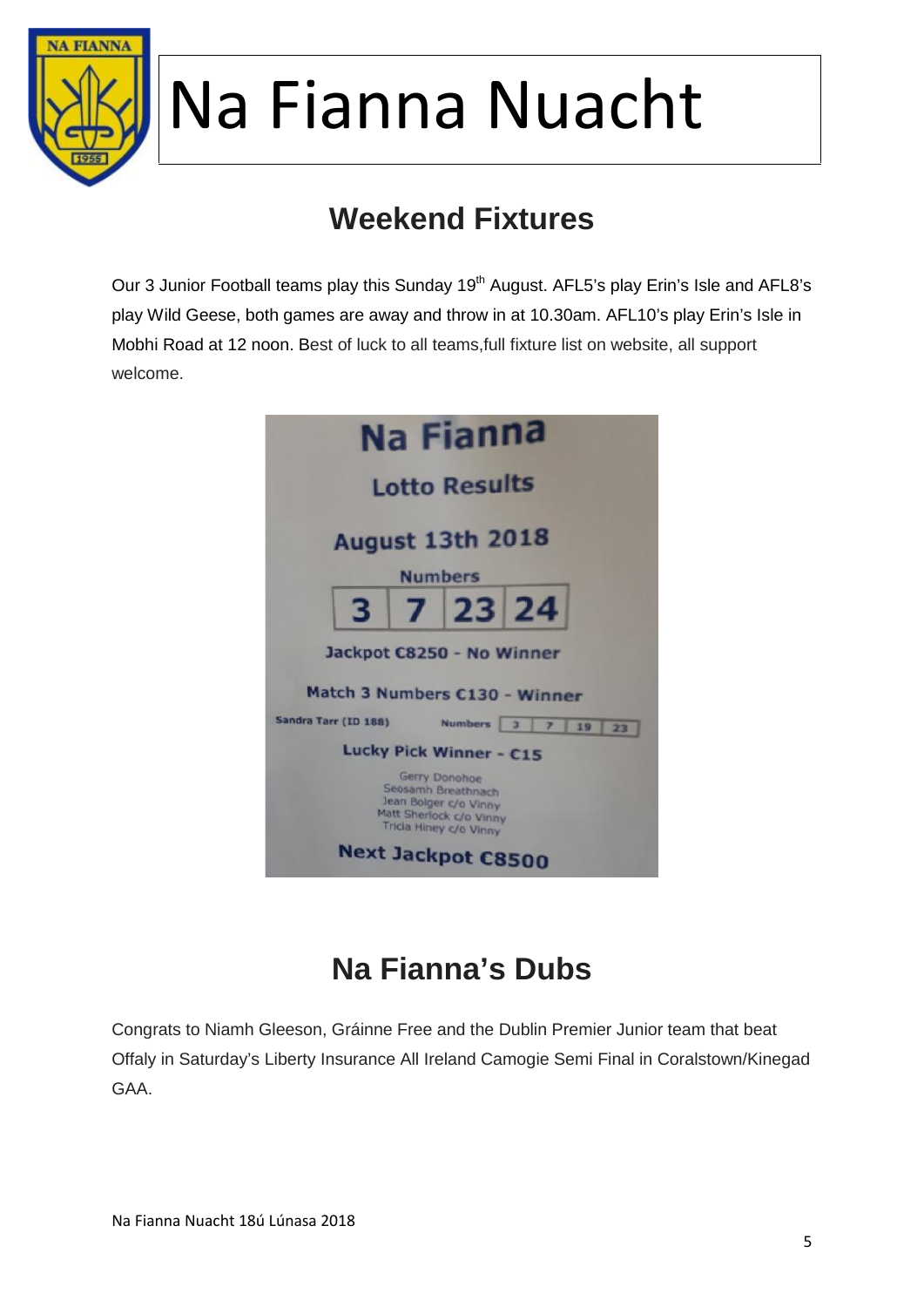# Na Fianna Nuacht

## Weekend Fixtures

Our 3 Junior Football teams play this Sunday 19th August. AFL5's play Erin's Isle and AFL8's play Wild Geese, both games are away and throw in at 10.30am. AFL10's play Erin's Isle in Mobhi Road at 12 noon. Best of luck to all teams,full fixture list on website, all support welcome.

**Na Fianna**

**Lotto Results**

**August 13th 2018**

Numbers

| 3 | 7 | 23 | 24 |
|---|---|---|---|

Jackpot €8250 - No Winner

Match 3 Numbers €130 - Winner

Sandra Tarr (ID 188) Numbers 3 7 19 23

Lucky Pick Winner - €15

Gerry Donohoe
Seosamh Breathnach
Jean Bolger c/o Vinny
Matt Sherlock c/o Vinny
Tricia Hiney c/o Vinny

**Next Jackpot €8500**

## Na Fianna's Dubs

Congrats to Niamh Gleeson, Gráinne Free and the Dublin Premier Junior team that beat Offaly in Saturday's Liberty Insurance All Ireland Camogie Semi Final in Coralstown/Kinegad GAA.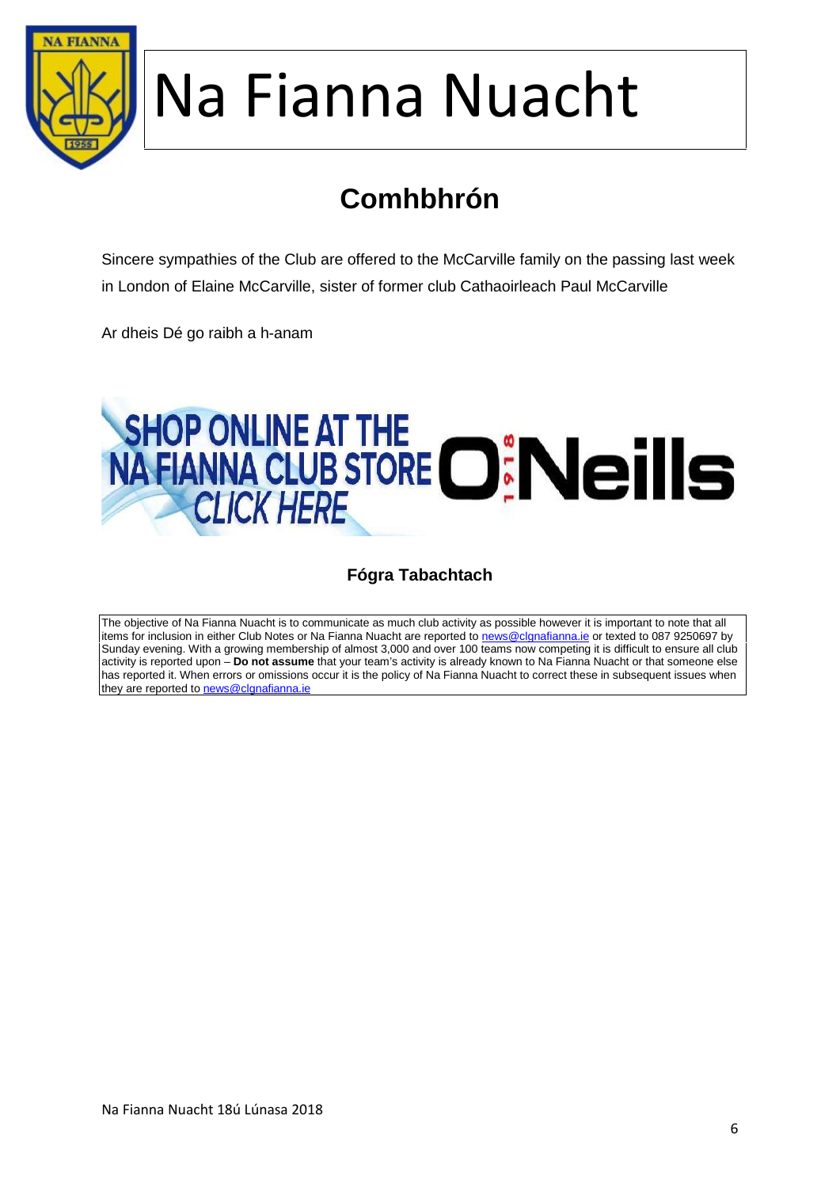# Na Fianna Nuacht

## Comhbhrón

Sincere sympathies of the Club are offered to the McCarville family on the passing last week in London of Elaine McCarville, sister of former club Cathaoirleach Paul McCarville

Ar dheis Dé go raibh a h-anam

SHOP ONLINE AT THE NA FIANNA CLUB STORE CLICK HERE O'Neills

### Fógra Tabachtach

The objective of Na Fianna Nuacht is to communicate as much club activity as possible however it is important to note that all items for inclusion in either Club Notes or Na Fianna Nuacht are reported to news@clgnafianna.ie or texted to 087 9250697 by Sunday evening. With a growing membership of almost 3,000 and over 100 teams now competing it is difficult to ensure all club activity is reported upon – **Do not assume** that your team's activity is already known to Na Fianna Nuacht or that someone else has reported it. When errors or omissions occur it is the policy of Na Fianna Nuacht to correct these in subsequent issues when they are reported to news@clgnafianna.ie